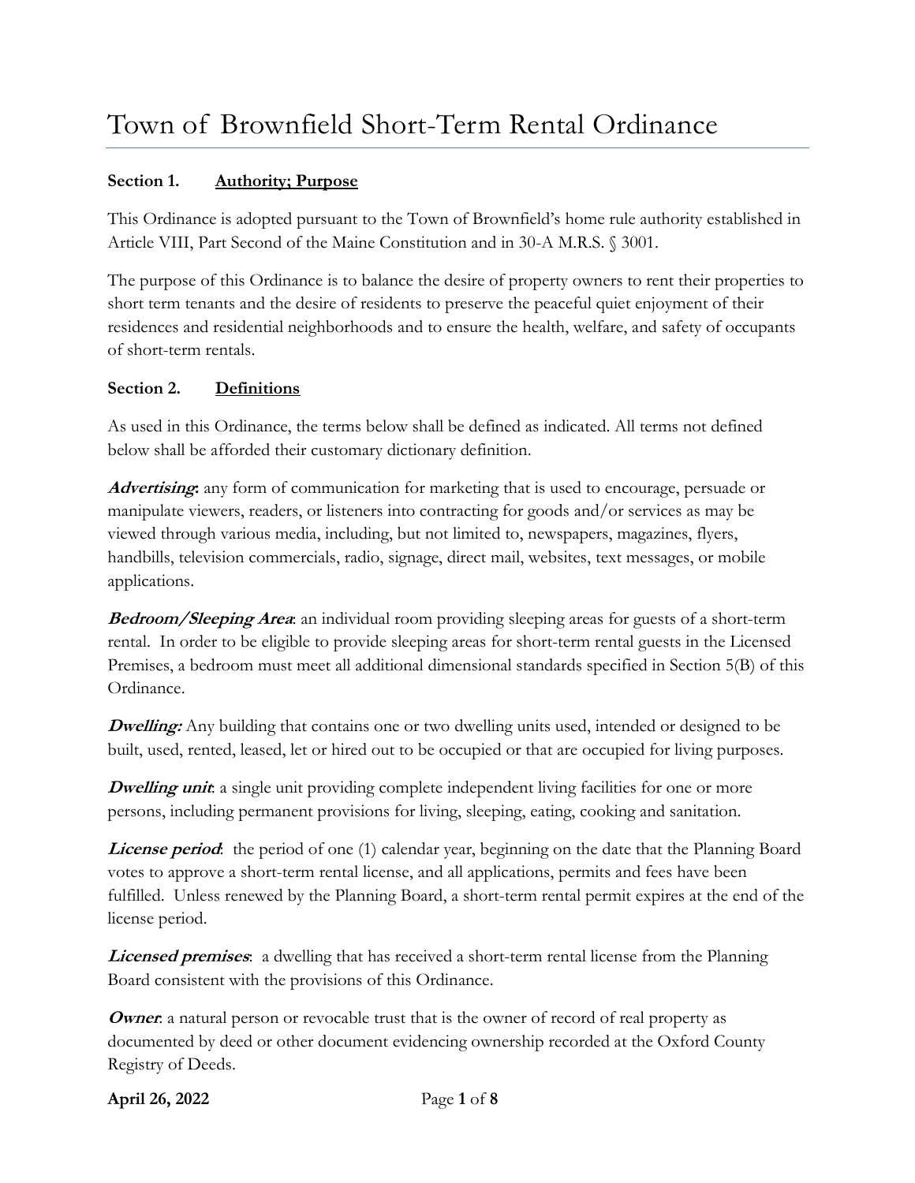# Town of Brownfield Short-Term Rental Ordinance

**Section 1. <u>Authority; Purpose</u>**

This Ordinance is adopted pursuant to the Town of Brownfield's home rule authority established in Article VIII, Part Second of the Maine Constitution and in 30-A M.R.S. § 3001.

The purpose of this Ordinance is to balance the desire of property owners to rent their properties to short term tenants and the desire of residents to preserve the peaceful quiet enjoyment of their residences and residential neighborhoods and to ensure the health, welfare, and safety of occupants of short-term rentals.

**Section 2. <u>Definitions</u>**

As used in this Ordinance, the terms below shall be defined as indicated. All terms not defined below shall be afforded their customary dictionary definition.

***Advertising***: any form of communication for marketing that is used to encourage, persuade or manipulate viewers, readers, or listeners into contracting for goods and/or services as may be viewed through various media, including, but not limited to, newspapers, magazines, flyers, handbills, television commercials, radio, signage, direct mail, websites, text messages, or mobile applications.

***Bedroom/Sleeping Area***: an individual room providing sleeping areas for guests of a short-term rental. In order to be eligible to provide sleeping areas for short-term rental guests in the Licensed Premises, a bedroom must meet all additional dimensional standards specified in Section 5(B) of this Ordinance.

***Dwelling:*** Any building that contains one or two dwelling units used, intended or designed to be built, used, rented, leased, let or hired out to be occupied or that are occupied for living purposes.

***Dwelling unit***: a single unit providing complete independent living facilities for one or more persons, including permanent provisions for living, sleeping, eating, cooking and sanitation.

***License period***: the period of one (1) calendar year, beginning on the date that the Planning Board votes to approve a short-term rental license, and all applications, permits and fees have been fulfilled. Unless renewed by the Planning Board, a short-term rental permit expires at the end of the license period.

***Licensed premises***: a dwelling that has received a short-term rental license from the Planning Board consistent with the provisions of this Ordinance.

***Owner***: a natural person or revocable trust that is the owner of record of real property as documented by deed or other document evidencing ownership recorded at the Oxford County Registry of Deeds.

**April 26, 2022**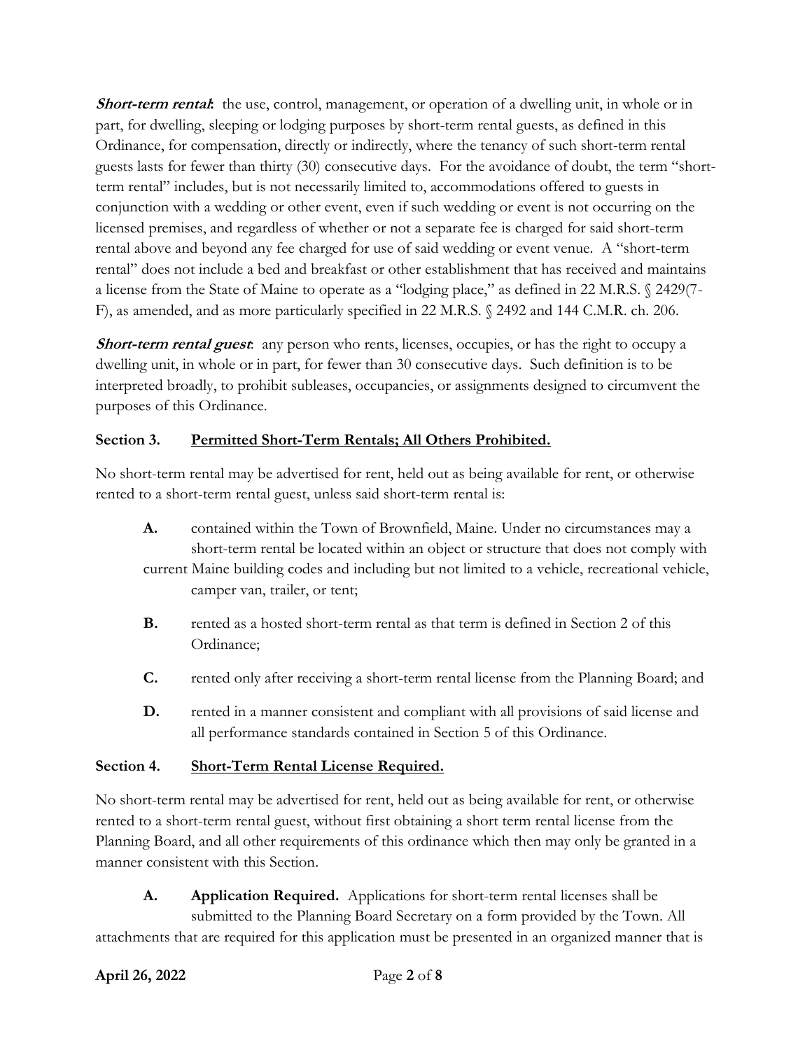***Short-term rental***: the use, control, management, or operation of a dwelling unit, in whole or in part, for dwelling, sleeping or lodging purposes by short-term rental guests, as defined in this Ordinance, for compensation, directly or indirectly, where the tenancy of such short-term rental guests lasts for fewer than thirty (30) consecutive days. For the avoidance of doubt, the term "short-term rental" includes, but is not necessarily limited to, accommodations offered to guests in conjunction with a wedding or other event, even if such wedding or event is not occurring on the licensed premises, and regardless of whether or not a separate fee is charged for said short-term rental above and beyond any fee charged for use of said wedding or event venue. A "short-term rental" does not include a bed and breakfast or other establishment that has received and maintains a license from the State of Maine to operate as a "lodging place," as defined in 22 M.R.S. § 2429(7-F), as amended, and as more particularly specified in 22 M.R.S. § 2492 and 144 C.M.R. ch. 206.

***Short-term rental guest***: any person who rents, licenses, occupies, or has the right to occupy a dwelling unit, in whole or in part, for fewer than 30 consecutive days. Such definition is to be interpreted broadly, to prohibit subleases, occupancies, or assignments designed to circumvent the purposes of this Ordinance.

**Section 3. <u>Permitted Short-Term Rentals; All Others Prohibited.</u>**

No short-term rental may be advertised for rent, held out as being available for rent, or otherwise rented to a short-term rental guest, unless said short-term rental is:

**A.** contained within the Town of Brownfield, Maine. Under no circumstances may a short-term rental be located within an object or structure that does not comply with current Maine building codes and including but not limited to a vehicle, recreational vehicle, camper van, trailer, or tent;

**B.** rented as a hosted short-term rental as that term is defined in Section 2 of this Ordinance;

**C.** rented only after receiving a short-term rental license from the Planning Board; and

**D.** rented in a manner consistent and compliant with all provisions of said license and all performance standards contained in Section 5 of this Ordinance.

**Section 4. <u>Short-Term Rental License Required.</u>**

No short-term rental may be advertised for rent, held out as being available for rent, or otherwise rented to a short-term rental guest, without first obtaining a short term rental license from the Planning Board, and all other requirements of this ordinance which then may only be granted in a manner consistent with this Section.

**A. Application Required.** Applications for short-term rental licenses shall be submitted to the Planning Board Secretary on a form provided by the Town. All attachments that are required for this application must be presented in an organized manner that is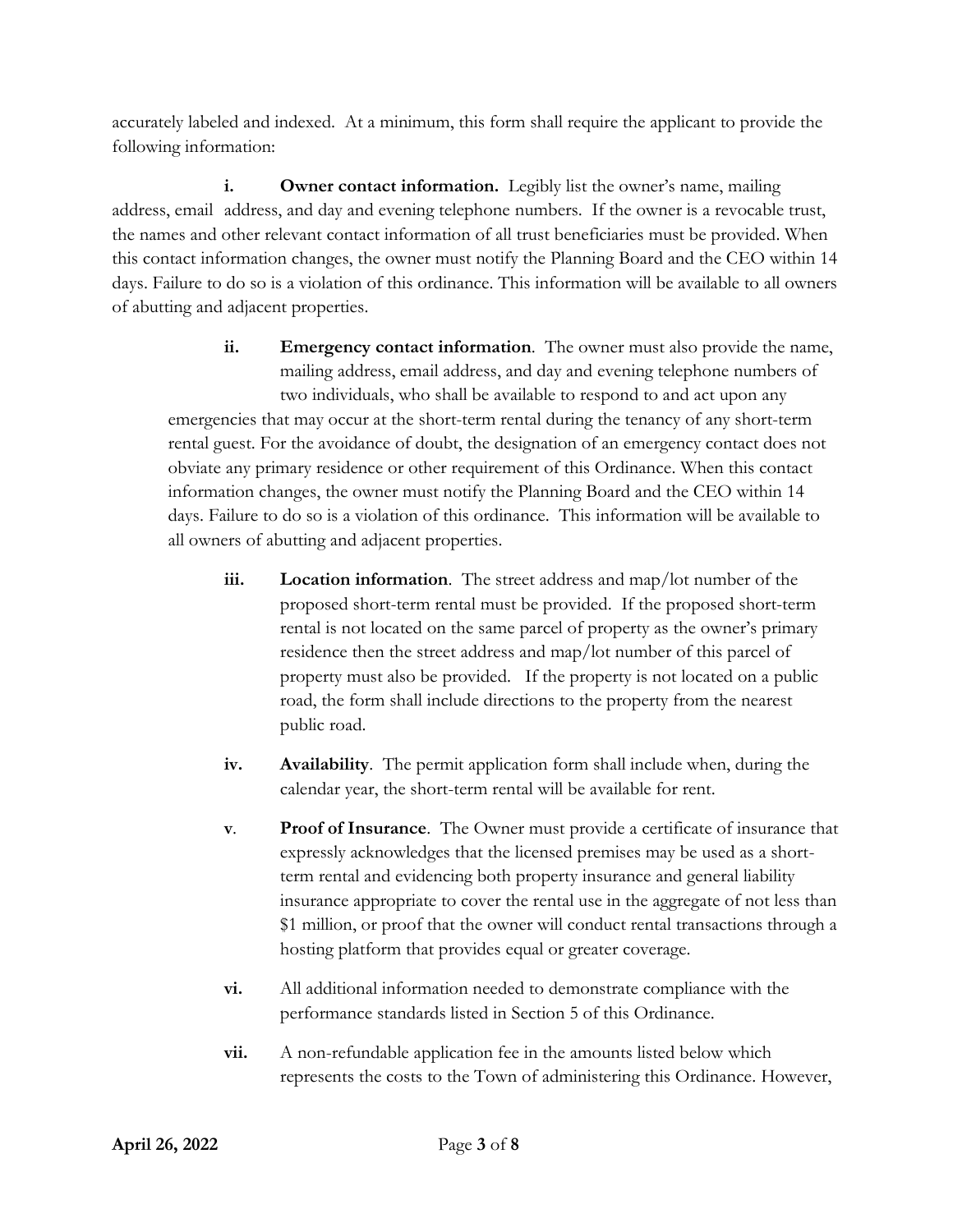accurately labeled and indexed. At a minimum, this form shall require the applicant to provide the following information:

**i. Owner contact information.** Legibly list the owner's name, mailing address, email address, and day and evening telephone numbers. If the owner is a revocable trust, the names and other relevant contact information of all trust beneficiaries must be provided. When this contact information changes, the owner must notify the Planning Board and the CEO within 14 days. Failure to do so is a violation of this ordinance. This information will be available to all owners of abutting and adjacent properties.

**ii. Emergency contact information**. The owner must also provide the name, mailing address, email address, and day and evening telephone numbers of two individuals, who shall be available to respond to and act upon any emergencies that may occur at the short-term rental during the tenancy of any short-term rental guest. For the avoidance of doubt, the designation of an emergency contact does not obviate any primary residence or other requirement of this Ordinance. When this contact information changes, the owner must notify the Planning Board and the CEO within 14 days. Failure to do so is a violation of this ordinance. This information will be available to all owners of abutting and adjacent properties.

**iii. Location information**. The street address and map/lot number of the proposed short-term rental must be provided. If the proposed short-term rental is not located on the same parcel of property as the owner's primary residence then the street address and map/lot number of this parcel of property must also be provided. If the property is not located on a public road, the form shall include directions to the property from the nearest public road.

**iv. Availability**. The permit application form shall include when, during the calendar year, the short-term rental will be available for rent.

**v. Proof of Insurance**. The Owner must provide a certificate of insurance that expressly acknowledges that the licensed premises may be used as a short-term rental and evidencing both property insurance and general liability insurance appropriate to cover the rental use in the aggregate of not less than $1 million, or proof that the owner will conduct rental transactions through a hosting platform that provides equal or greater coverage.

**vi.** All additional information needed to demonstrate compliance with the performance standards listed in Section 5 of this Ordinance.

**vii.** A non-refundable application fee in the amounts listed below which represents the costs to the Town of administering this Ordinance. However,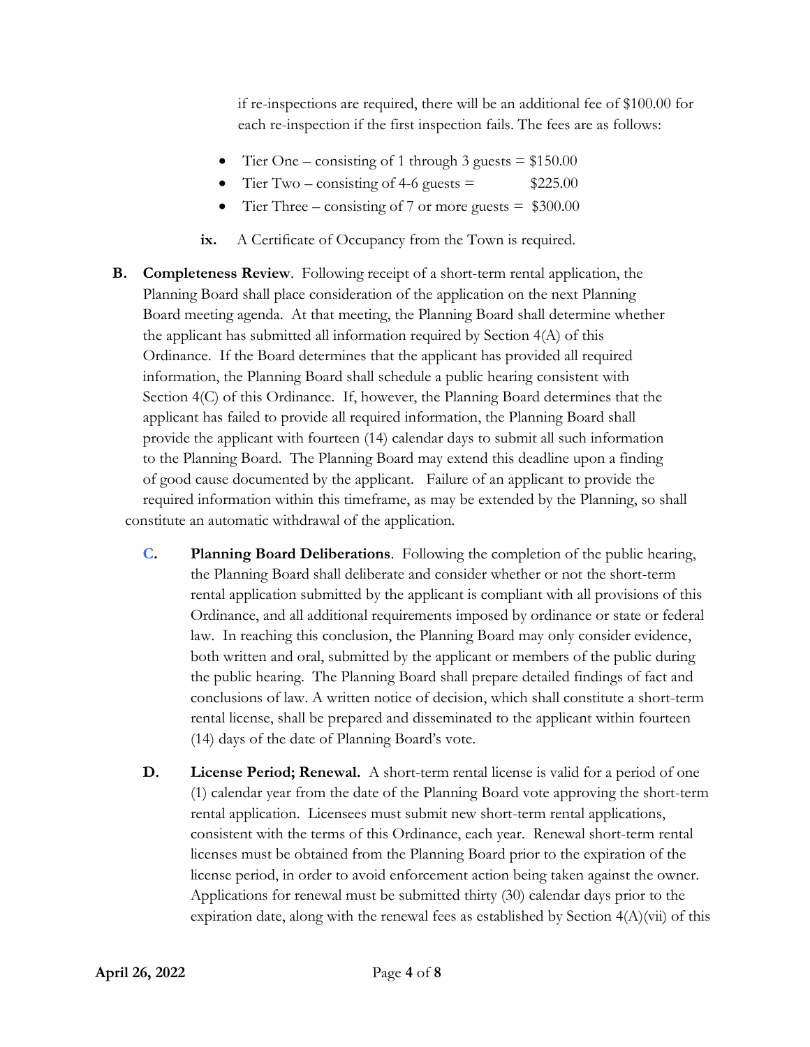if re-inspections are required, there will be an additional fee of $100.00 for each re-inspection if the first inspection fails. The fees are as follows:

- Tier One – consisting of 1 through 3 guests = $150.00
- Tier Two – consisting of 4-6 guests = $225.00
- Tier Three – consisting of 7 or more guests = $300.00

**ix.** A Certificate of Occupancy from the Town is required.

**B. Completeness Review**. Following receipt of a short-term rental application, the Planning Board shall place consideration of the application on the next Planning Board meeting agenda. At that meeting, the Planning Board shall determine whether the applicant has submitted all information required by Section 4(A) of this Ordinance. If the Board determines that the applicant has provided all required information, the Planning Board shall schedule a public hearing consistent with Section 4(C) of this Ordinance. If, however, the Planning Board determines that the applicant has failed to provide all required information, the Planning Board shall provide the applicant with fourteen (14) calendar days to submit all such information to the Planning Board. The Planning Board may extend this deadline upon a finding of good cause documented by the applicant. Failure of an applicant to provide the required information within this timeframe, as may be extended by the Planning, so shall constitute an automatic withdrawal of the application.

**C. Planning Board Deliberations**. Following the completion of the public hearing, the Planning Board shall deliberate and consider whether or not the short-term rental application submitted by the applicant is compliant with all provisions of this Ordinance, and all additional requirements imposed by ordinance or state or federal law. In reaching this conclusion, the Planning Board may only consider evidence, both written and oral, submitted by the applicant or members of the public during the public hearing. The Planning Board shall prepare detailed findings of fact and conclusions of law. A written notice of decision, which shall constitute a short-term rental license, shall be prepared and disseminated to the applicant within fourteen (14) days of the date of Planning Board's vote.

**D. License Period; Renewal.** A short-term rental license is valid for a period of one (1) calendar year from the date of the Planning Board vote approving the short-term rental application. Licensees must submit new short-term rental applications, consistent with the terms of this Ordinance, each year. Renewal short-term rental licenses must be obtained from the Planning Board prior to the expiration of the license period, in order to avoid enforcement action being taken against the owner. Applications for renewal must be submitted thirty (30) calendar days prior to the expiration date, along with the renewal fees as established by Section 4(A)(vii) of this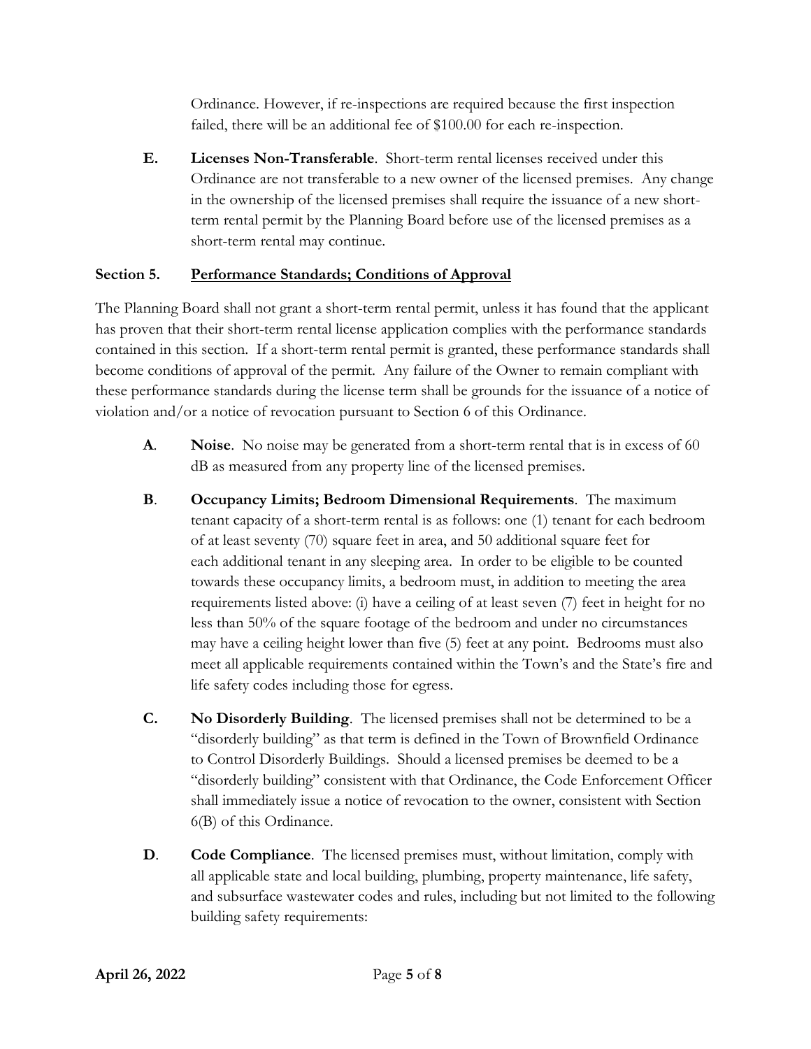Ordinance. However, if re-inspections are required because the first inspection failed, there will be an additional fee of $100.00 for each re-inspection.

**E.** **Licenses Non-Transferable**. Short-term rental licenses received under this Ordinance are not transferable to a new owner of the licensed premises. Any change in the ownership of the licensed premises shall require the issuance of a new short-term rental permit by the Planning Board before use of the licensed premises as a short-term rental may continue.

**Section 5.** **<u>Performance Standards; Conditions of Approval</u>**

The Planning Board shall not grant a short-term rental permit, unless it has found that the applicant has proven that their short-term rental license application complies with the performance standards contained in this section. If a short-term rental permit is granted, these performance standards shall become conditions of approval of the permit. Any failure of the Owner to remain compliant with these performance standards during the license term shall be grounds for the issuance of a notice of violation and/or a notice of revocation pursuant to Section 6 of this Ordinance.

**A**. **Noise**. No noise may be generated from a short-term rental that is in excess of 60 dB as measured from any property line of the licensed premises.

**B**. **Occupancy Limits; Bedroom Dimensional Requirements**. The maximum tenant capacity of a short-term rental is as follows: one (1) tenant for each bedroom of at least seventy (70) square feet in area, and 50 additional square feet for each additional tenant in any sleeping area. In order to be eligible to be counted towards these occupancy limits, a bedroom must, in addition to meeting the area requirements listed above: (i) have a ceiling of at least seven (7) feet in height for no less than 50% of the square footage of the bedroom and under no circumstances may have a ceiling height lower than five (5) feet at any point. Bedrooms must also meet all applicable requirements contained within the Town's and the State's fire and life safety codes including those for egress.

**C.** **No Disorderly Building**. The licensed premises shall not be determined to be a "disorderly building" as that term is defined in the Town of Brownfield Ordinance to Control Disorderly Buildings. Should a licensed premises be deemed to be a "disorderly building" consistent with that Ordinance, the Code Enforcement Officer shall immediately issue a notice of revocation to the owner, consistent with Section 6(B) of this Ordinance.

**D**. **Code Compliance**. The licensed premises must, without limitation, comply with all applicable state and local building, plumbing, property maintenance, life safety, and subsurface wastewater codes and rules, including but not limited to the following building safety requirements: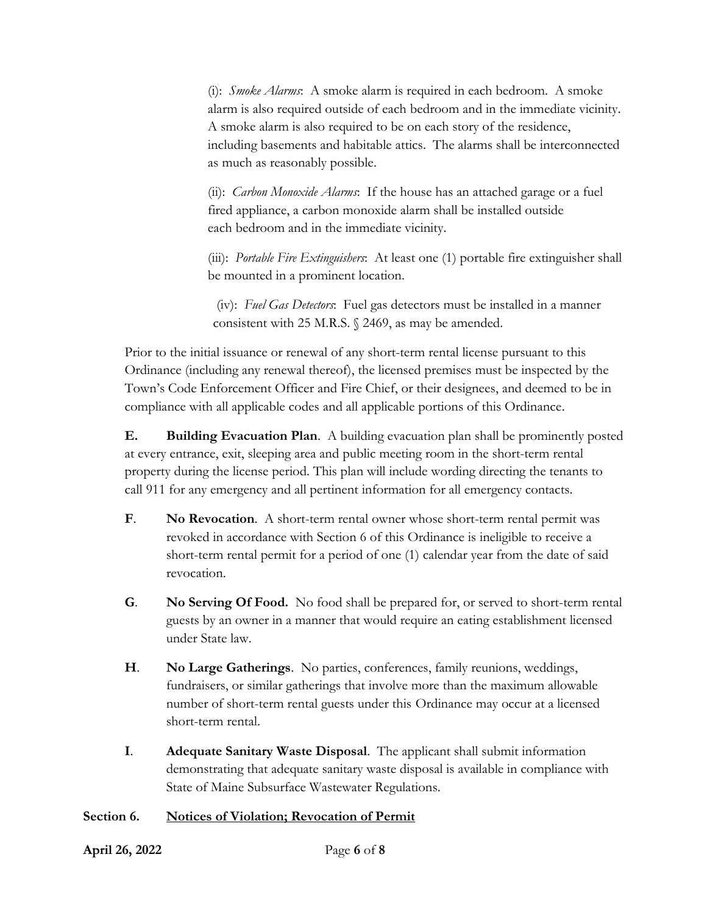(i): *Smoke Alarms*: A smoke alarm is required in each bedroom. A smoke alarm is also required outside of each bedroom and in the immediate vicinity. A smoke alarm is also required to be on each story of the residence, including basements and habitable attics. The alarms shall be interconnected as much as reasonably possible.

(ii): *Carbon Monoxide Alarms*: If the house has an attached garage or a fuel fired appliance, a carbon monoxide alarm shall be installed outside each bedroom and in the immediate vicinity.

(iii): *Portable Fire Extinguishers*: At least one (1) portable fire extinguisher shall be mounted in a prominent location.

(iv): *Fuel Gas Detectors*: Fuel gas detectors must be installed in a manner consistent with 25 M.R.S. § 2469, as may be amended.

Prior to the initial issuance or renewal of any short-term rental license pursuant to this Ordinance (including any renewal thereof), the licensed premises must be inspected by the Town's Code Enforcement Officer and Fire Chief, or their designees, and deemed to be in compliance with all applicable codes and all applicable portions of this Ordinance.

**E. Building Evacuation Plan**. A building evacuation plan shall be prominently posted at every entrance, exit, sleeping area and public meeting room in the short-term rental property during the license period. This plan will include wording directing the tenants to call 911 for any emergency and all pertinent information for all emergency contacts.

**F**. **No Revocation**. A short-term rental owner whose short-term rental permit was revoked in accordance with Section 6 of this Ordinance is ineligible to receive a short-term rental permit for a period of one (1) calendar year from the date of said revocation.

**G**. **No Serving Of Food.** No food shall be prepared for, or served to short-term rental guests by an owner in a manner that would require an eating establishment licensed under State law.

**H**. **No Large Gatherings**. No parties, conferences, family reunions, weddings, fundraisers, or similar gatherings that involve more than the maximum allowable number of short-term rental guests under this Ordinance may occur at a licensed short-term rental.

**I**. **Adequate Sanitary Waste Disposal**. The applicant shall submit information demonstrating that adequate sanitary waste disposal is available in compliance with State of Maine Subsurface Wastewater Regulations.

## Section 6. Notices of Violation; Revocation of Permit

**April 26, 2022**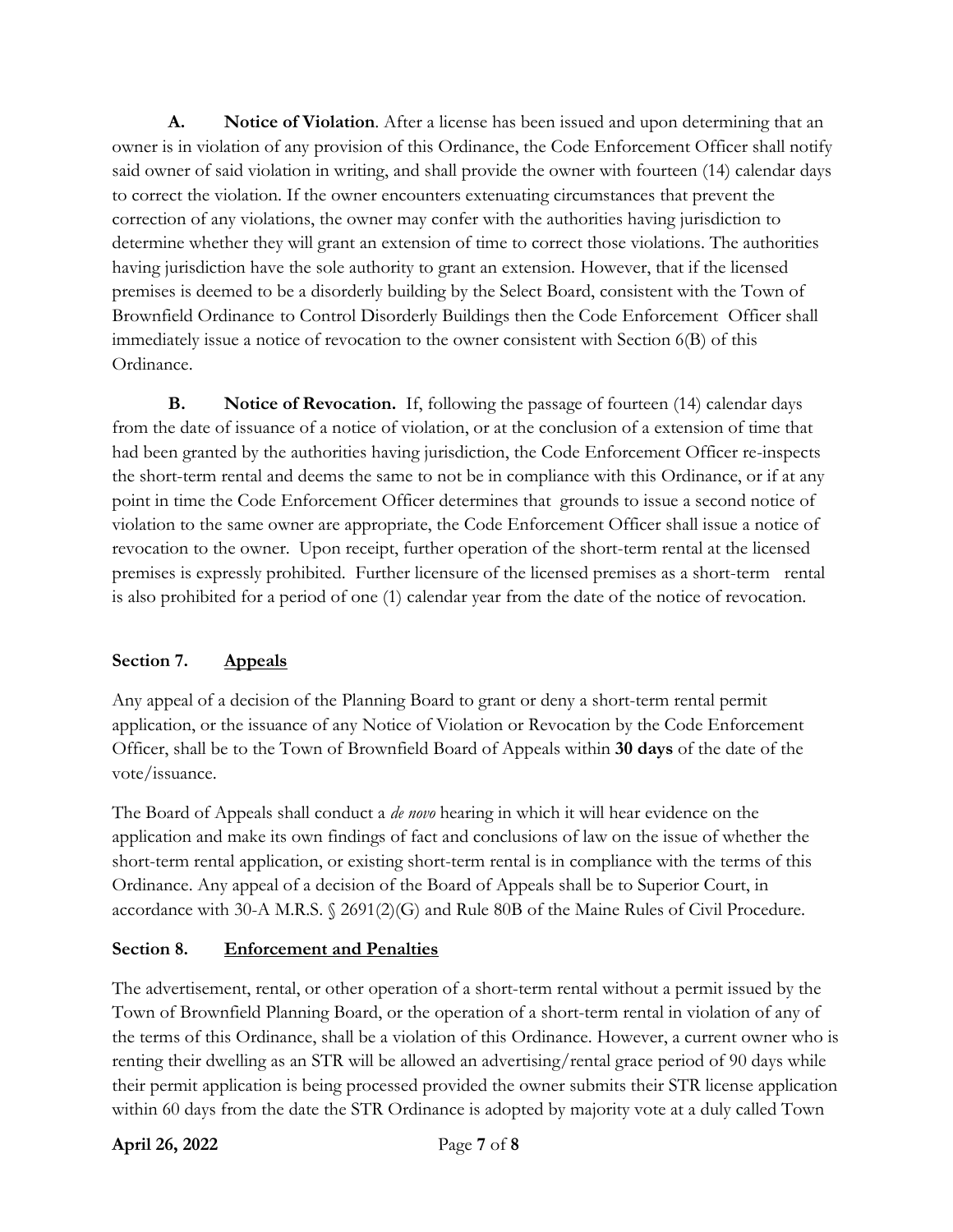**A. Notice of Violation**. After a license has been issued and upon determining that an owner is in violation of any provision of this Ordinance, the Code Enforcement Officer shall notify said owner of said violation in writing, and shall provide the owner with fourteen (14) calendar days to correct the violation. If the owner encounters extenuating circumstances that prevent the correction of any violations, the owner may confer with the authorities having jurisdiction to determine whether they will grant an extension of time to correct those violations. The authorities having jurisdiction have the sole authority to grant an extension. However, that if the licensed premises is deemed to be a disorderly building by the Select Board, consistent with the Town of Brownfield Ordinance to Control Disorderly Buildings then the Code Enforcement Officer shall immediately issue a notice of revocation to the owner consistent with Section 6(B) of this Ordinance.

**B. Notice of Revocation.** If, following the passage of fourteen (14) calendar days from the date of issuance of a notice of violation, or at the conclusion of a extension of time that had been granted by the authorities having jurisdiction, the Code Enforcement Officer re-inspects the short-term rental and deems the same to not be in compliance with this Ordinance, or if at any point in time the Code Enforcement Officer determines that grounds to issue a second notice of violation to the same owner are appropriate, the Code Enforcement Officer shall issue a notice of revocation to the owner. Upon receipt, further operation of the short-term rental at the licensed premises is expressly prohibited. Further licensure of the licensed premises as a short-term rental is also prohibited for a period of one (1) calendar year from the date of the notice of revocation.

## Section 7. Appeals

Any appeal of a decision of the Planning Board to grant or deny a short-term rental permit application, or the issuance of any Notice of Violation or Revocation by the Code Enforcement Officer, shall be to the Town of Brownfield Board of Appeals within **30 days** of the date of the vote/issuance.

The Board of Appeals shall conduct a *de novo* hearing in which it will hear evidence on the application and make its own findings of fact and conclusions of law on the issue of whether the short-term rental application, or existing short-term rental is in compliance with the terms of this Ordinance. Any appeal of a decision of the Board of Appeals shall be to Superior Court, in accordance with 30-A M.R.S. § 2691(2)(G) and Rule 80B of the Maine Rules of Civil Procedure.

## Section 8. Enforcement and Penalties

The advertisement, rental, or other operation of a short-term rental without a permit issued by the Town of Brownfield Planning Board, or the operation of a short-term rental in violation of any of the terms of this Ordinance, shall be a violation of this Ordinance. However, a current owner who is renting their dwelling as an STR will be allowed an advertising/rental grace period of 90 days while their permit application is being processed provided the owner submits their STR license application within 60 days from the date the STR Ordinance is adopted by majority vote at a duly called Town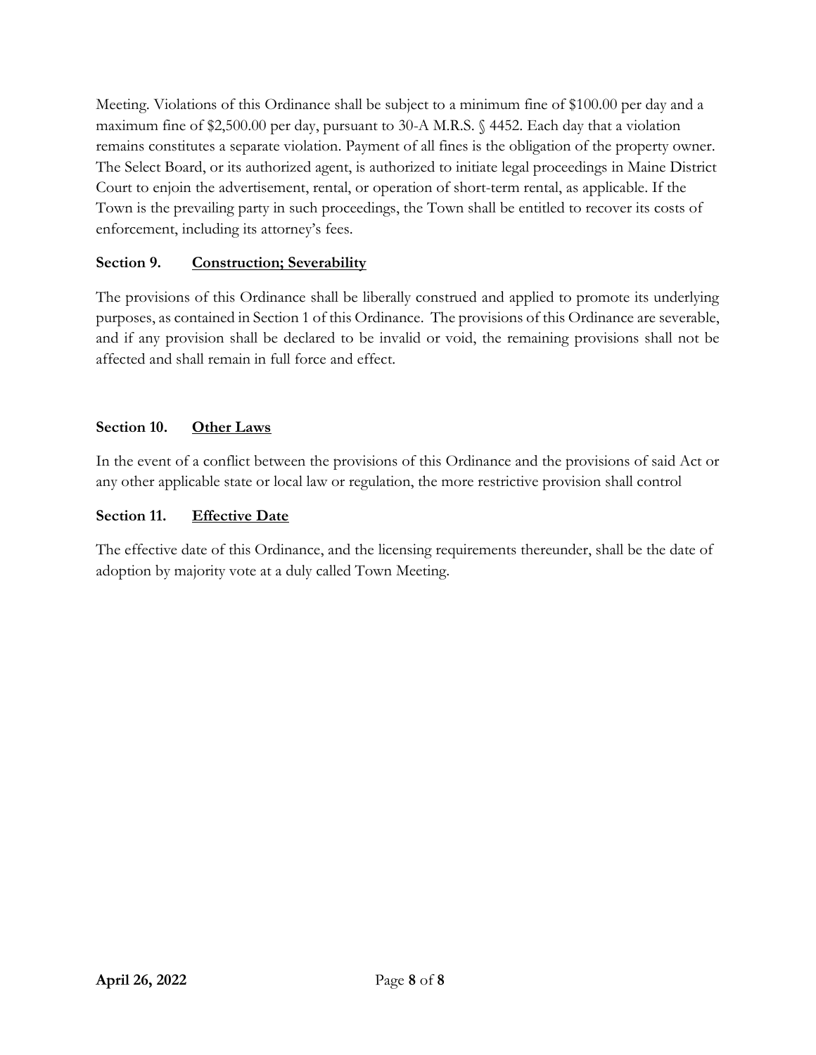Meeting. Violations of this Ordinance shall be subject to a minimum fine of $100.00 per day and a maximum fine of $2,500.00 per day, pursuant to 30-A M.R.S. § 4452. Each day that a violation remains constitutes a separate violation. Payment of all fines is the obligation of the property owner. The Select Board, or its authorized agent, is authorized to initiate legal proceedings in Maine District Court to enjoin the advertisement, rental, or operation of short-term rental, as applicable. If the Town is the prevailing party in such proceedings, the Town shall be entitled to recover its costs of enforcement, including its attorney's fees.

### Section 9. Construction; Severability

The provisions of this Ordinance shall be liberally construed and applied to promote its underlying purposes, as contained in Section 1 of this Ordinance. The provisions of this Ordinance are severable, and if any provision shall be declared to be invalid or void, the remaining provisions shall not be affected and shall remain in full force and effect.

### Section 10. Other Laws

In the event of a conflict between the provisions of this Ordinance and the provisions of said Act or any other applicable state or local law or regulation, the more restrictive provision shall control

### Section 11. Effective Date

The effective date of this Ordinance, and the licensing requirements thereunder, shall be the date of adoption by majority vote at a duly called Town Meeting.

**April 26, 2022**